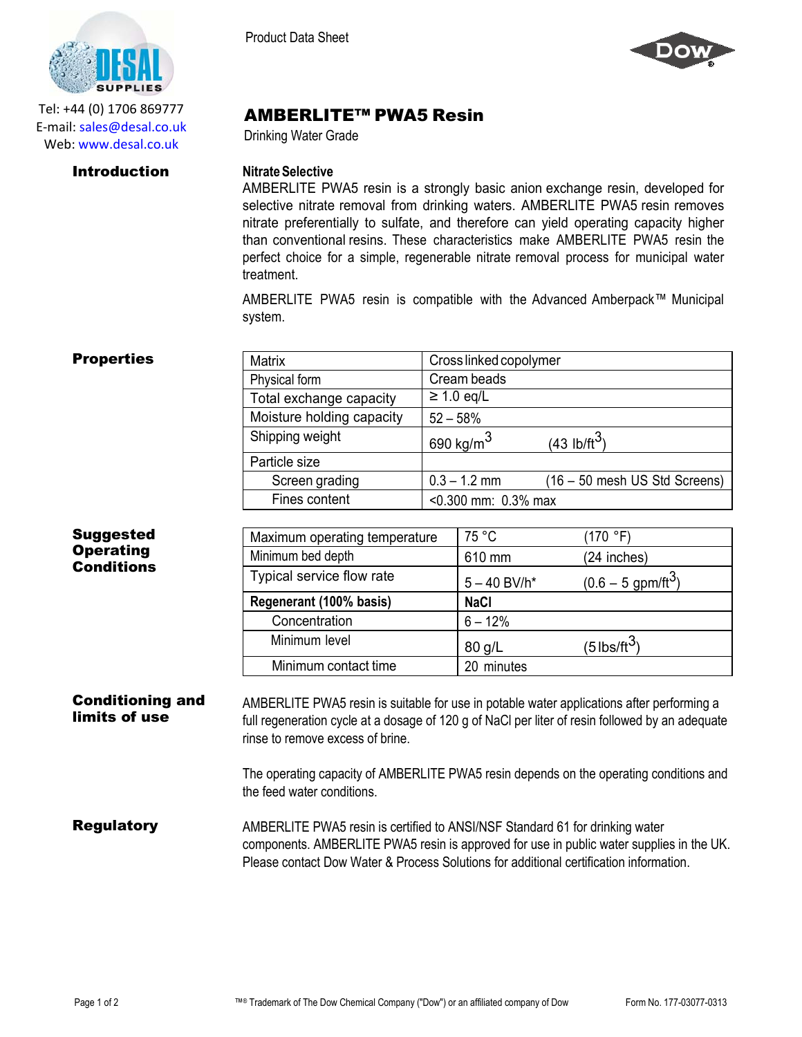Tel: +44 (0) 1706 869777
E-mail: sales@desal.co.uk
Web: www.desal.co.uk

Product Data Sheet

# AMBERLITE™ PWA5 Resin

Drinking Water Grade

## Introduction

**Nitrate Selective**

AMBERLITE PWA5 resin is a strongly basic anion exchange resin, developed for selective nitrate removal from drinking waters. AMBERLITE PWA5 resin removes nitrate preferentially to sulfate, and therefore can yield operating capacity higher than conventional resins. These characteristics make AMBERLITE PWA5 resin the perfect choice for a simple, regenerable nitrate removal process for municipal water treatment.

AMBERLITE PWA5 resin is compatible with the Advanced Amberpack™ Municipal system.

## Properties

| | | |
|---|---|---|
| Matrix | Cross linked copolymer | |
| Physical form | Cream beads | |
| Total exchange capacity | ≥ 1.0 eq/L | |
| Moisture holding capacity | 52 – 58% | |
| Shipping weight | 690 kg/$m^3$ | (43 lb/$ft^3$) |
| Particle size | | |
| Screen grading | 0.3 – 1.2 mm | (16 – 50 mesh US Std Screens) |
| Fines content | <0.300 mm: 0.3% max | |

## Suggested Operating Conditions

| | | |
|---|---|---|
| Maximum operating temperature | 75 °C | (170 °F) |
| Minimum bed depth | 610 mm | (24 inches) |
| Typical service flow rate | 5 – 40 BV/h* | (0.6 – 5 gpm/$ft^3$) |
| **Regenerant (100% basis)** | **NaCl** | |
| Concentration | 6 – 12% | |
| Minimum level | 80 g/L | (5 lbs/$ft^3$) |
| Minimum contact time | 20 minutes | |

## Conditioning and limits of use

AMBERLITE PWA5 resin is suitable for use in potable water applications after performing a full regeneration cycle at a dosage of 120 g of NaCl per liter of resin followed by an adequate rinse to remove excess of brine.

The operating capacity of AMBERLITE PWA5 resin depends on the operating conditions and the feed water conditions.

## Regulatory

AMBERLITE PWA5 resin is certified to ANSI/NSF Standard 61 for drinking water components. AMBERLITE PWA5 resin is approved for use in public water supplies in the UK. Please contact Dow Water & Process Solutions for additional certification information.

™® Trademark of The Dow Chemical Company ("Dow") or an affiliated company of Dow

Form No. 177-03077-0313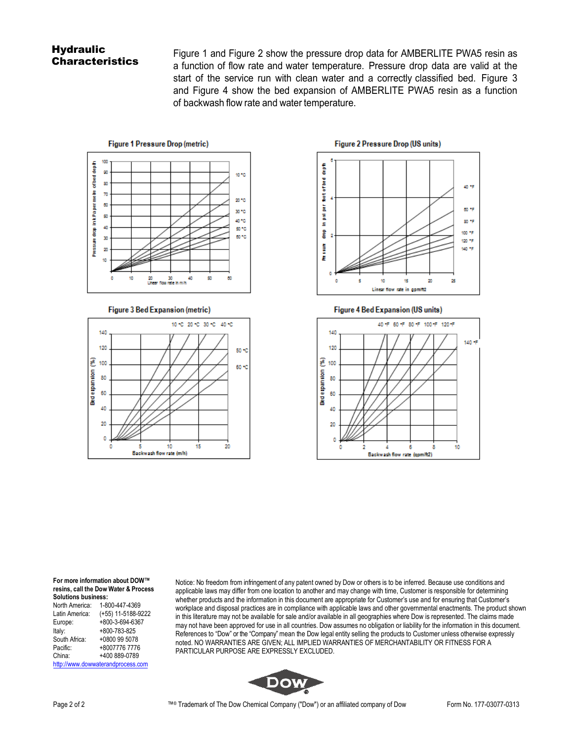## Hydraulic Characteristics

Figure 1 and Figure 2 show the pressure drop data for AMBERLITE PWA5 resin as a function of flow rate and water temperature. Pressure drop data are valid at the start of the service run with clean water and a correctly classified bed. Figure 3 and Figure 4 show the bed expansion of AMBERLITE PWA5 resin as a function of backwash flow rate and water temperature.

**Figure 1 Pressure Drop (metric)**

Pressure drop in kPa per meter of bed depth

0, 10, 20, 30, 40, 50, 60, 70, 80, 90, 100

Linear flow rate in m/h

0, 10, 20, 30, 40, 50, 60

10 °C
20 °C
30 °C
40 °C
50 °C
60 °C

**Figure 2 Pressure Drop (US units)**

Pressure drop in psi per foot of bed depth

0, 2, 4, 6

Linear flow rate in gpm/ft2

0, 5, 10, 15, 20, 25

40 °F
60 °F
80 °F
100 °F
120 °F
140 °F

**Figure 3 Bed Expansion (metric)**

Bed expansion (%)

0, 20, 40, 60, 80, 100, 120, 140

Backwash flow rate (m/h)

0, 5, 10, 15, 20

10 °C 20 °C 30 °C 40 °C
50 °C
60 °C

**Figure 4 Bed Expansion (US units)**

Bed expansion (%)

0, 20, 40, 60, 80, 100, 120, 140

Backwash flow rate (gpm/ft2)

0, 2, 4, 6, 8, 10

40 °F 60 °F 80 °F 100 °F 120 °F
140 °F

**For more information about DOW™ resins, call the Dow Water & Process Solutions business:**

North America: 1-800-447-4369
Latin America: (+55) 11-5188-9222
Europe: +800-3-694-6367
Italy: +800-783-825
South Africa: +0800 99 5078
Pacific: +8007776 7776
China: +400 889-0789
http://www.dowwaterandprocess.com

Notice: No freedom from infringement of any patent owned by Dow or others is to be inferred. Because use conditions and applicable laws may differ from one location to another and may change with time, Customer is responsible for determining whether products and the information in this document are appropriate for Customer's use and for ensuring that Customer's workplace and disposal practices are in compliance with applicable laws and other governmental enactments. The product shown in this literature may not be available for sale and/or available in all geographies where Dow is represented. The claims made may not have been approved for use in all countries. Dow assumes no obligation or liability for the information in this document. References to "Dow" or the "Company" mean the Dow legal entity selling the products to Customer unless otherwise expressly noted. NO WARRANTIES ARE GIVEN; ALL IMPLIED WARRANTIES OF MERCHANTABILITY OR FITNESS FOR A PARTICULAR PURPOSE ARE EXPRESSLY EXCLUDED.

™® Trademark of The Dow Chemical Company ("Dow") or an affiliated company of Dow

Form No. 177-03077-0313